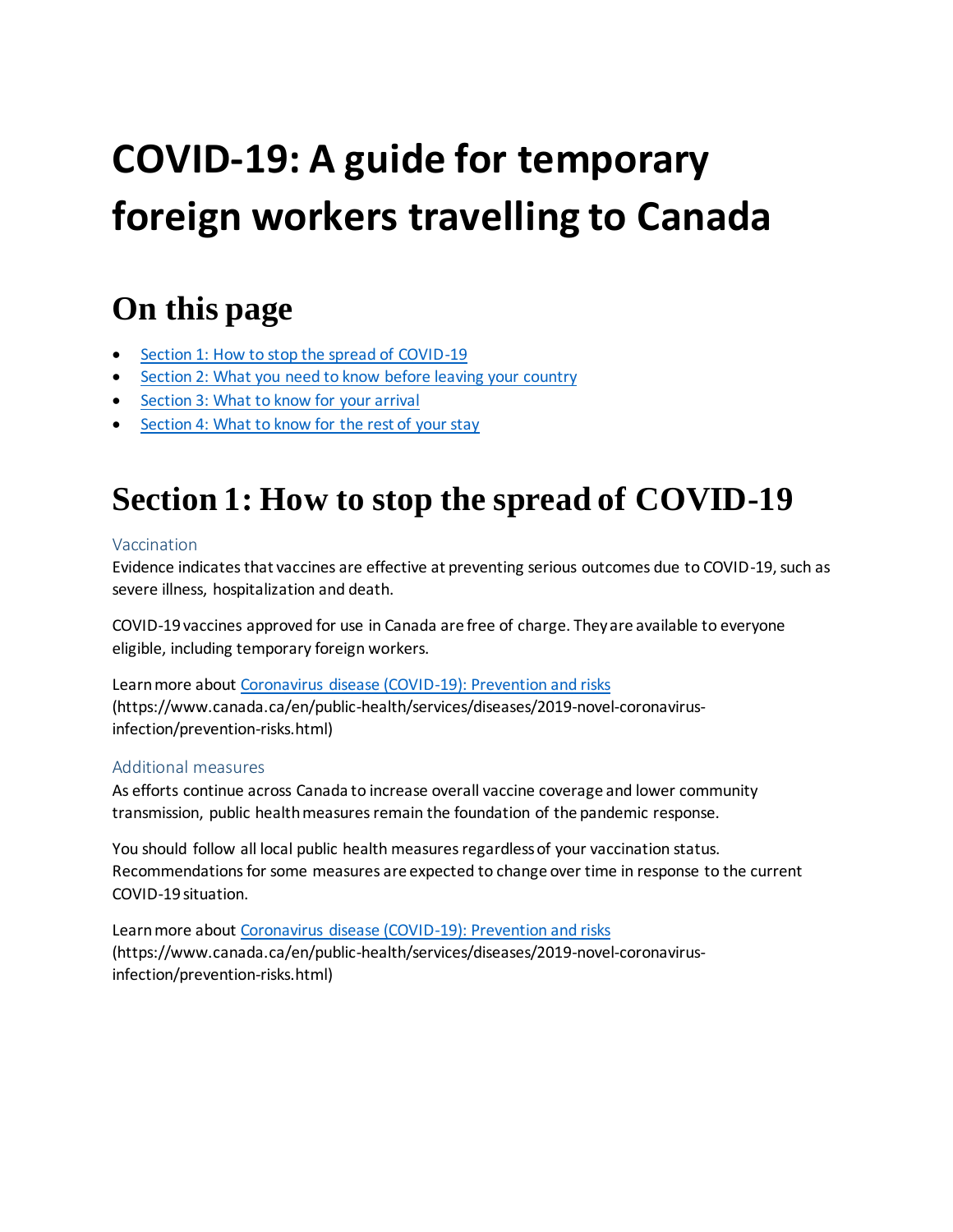# COVID-19: A guide for temporary foreign workers travelling to Canada

## On this page

- [Section 1: How to stop the spread of COVID-19](#)
- [Section 2: What you need to know before leaving your country](#)
- [Section 3: What to know for your arrival](#)
- [Section 4: What to know for the rest of your stay](#)

## Section 1: How to stop the spread of COVID-19

### Vaccination

Evidence indicates that vaccines are effective at preventing serious outcomes due to COVID-19, such as severe illness, hospitalization and death.

COVID-19 vaccines approved for use in Canada are free of charge. They are available to everyone eligible, including temporary foreign workers.

Learn more about [Coronavirus disease (COVID-19): Prevention and risks](https://www.canada.ca/en/public-health/services/diseases/2019-novel-coronavirus-infection/prevention-risks.html) (https://www.canada.ca/en/public-health/services/diseases/2019-novel-coronavirus-infection/prevention-risks.html)

### Additional measures

As efforts continue across Canada to increase overall vaccine coverage and lower community transmission, public health measures remain the foundation of the pandemic response.

You should follow all local public health measures regardless of your vaccination status. Recommendations for some measures are expected to change over time in response to the current COVID-19 situation.

Learn more about [Coronavirus disease (COVID-19): Prevention and risks](https://www.canada.ca/en/public-health/services/diseases/2019-novel-coronavirus-infection/prevention-risks.html) (https://www.canada.ca/en/public-health/services/diseases/2019-novel-coronavirus-infection/prevention-risks.html)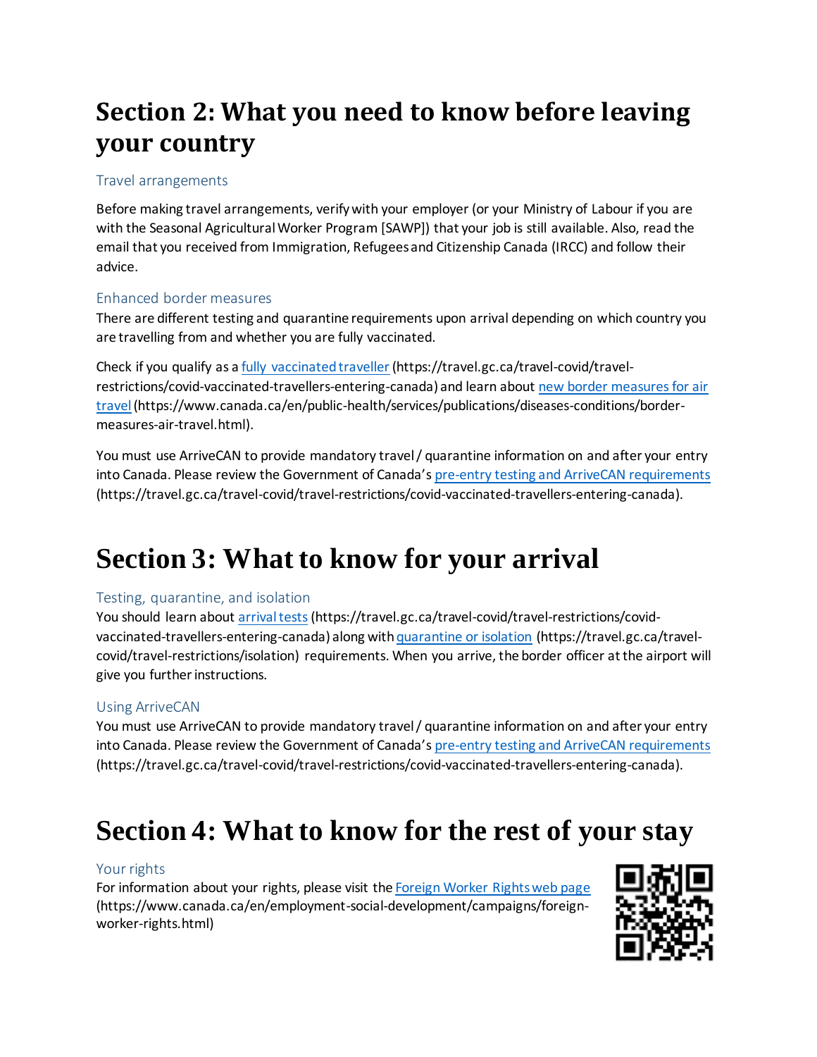# Section 2: What you need to know before leaving your country

### Travel arrangements

Before making travel arrangements, verify with your employer (or your Ministry of Labour if you are with the Seasonal Agricultural Worker Program [SAWP]) that your job is still available. Also, read the email that you received from Immigration, Refugees and Citizenship Canada (IRCC) and follow their advice.

### Enhanced border measures

There are different testing and quarantine requirements upon arrival depending on which country you are travelling from and whether you are fully vaccinated.

Check if you qualify as a [fully vaccinated traveller](https://travel.gc.ca/travel-covid/travel-restrictions/covid-vaccinated-travellers-entering-canada) (https://travel.gc.ca/travel-covid/travel-restrictions/covid-vaccinated-travellers-entering-canada) and learn about [new border measures for air travel](https://www.canada.ca/en/public-health/services/publications/diseases-conditions/border-measures-air-travel.html) (https://www.canada.ca/en/public-health/services/publications/diseases-conditions/border-measures-air-travel.html).

You must use ArriveCAN to provide mandatory travel / quarantine information on and after your entry into Canada. Please review the Government of Canada's [pre-entry testing and ArriveCAN requirements](https://travel.gc.ca/travel-covid/travel-restrictions/covid-vaccinated-travellers-entering-canada) (https://travel.gc.ca/travel-covid/travel-restrictions/covid-vaccinated-travellers-entering-canada).

# Section 3: What to know for your arrival

### Testing, quarantine, and isolation

You should learn about [arrival tests](https://travel.gc.ca/travel-covid/travel-restrictions/covid-vaccinated-travellers-entering-canada) (https://travel.gc.ca/travel-covid/travel-restrictions/covid-vaccinated-travellers-entering-canada) along with [quarantine or isolation](https://travel.gc.ca/travel-covid/travel-restrictions/isolation) (https://travel.gc.ca/travel-covid/travel-restrictions/isolation) requirements. When you arrive, the border officer at the airport will give you further instructions.

### Using ArriveCAN

You must use ArriveCAN to provide mandatory travel / quarantine information on and after your entry into Canada. Please review the Government of Canada's [pre-entry testing and ArriveCAN requirements](https://travel.gc.ca/travel-covid/travel-restrictions/covid-vaccinated-travellers-entering-canada) (https://travel.gc.ca/travel-covid/travel-restrictions/covid-vaccinated-travellers-entering-canada).

# Section 4: What to know for the rest of your stay

### Your rights

For information about your rights, please visit the [Foreign Worker Rights web page](https://www.canada.ca/en/employment-social-development/campaigns/foreign-worker-rights.html) (https://www.canada.ca/en/employment-social-development/campaigns/foreign-worker-rights.html)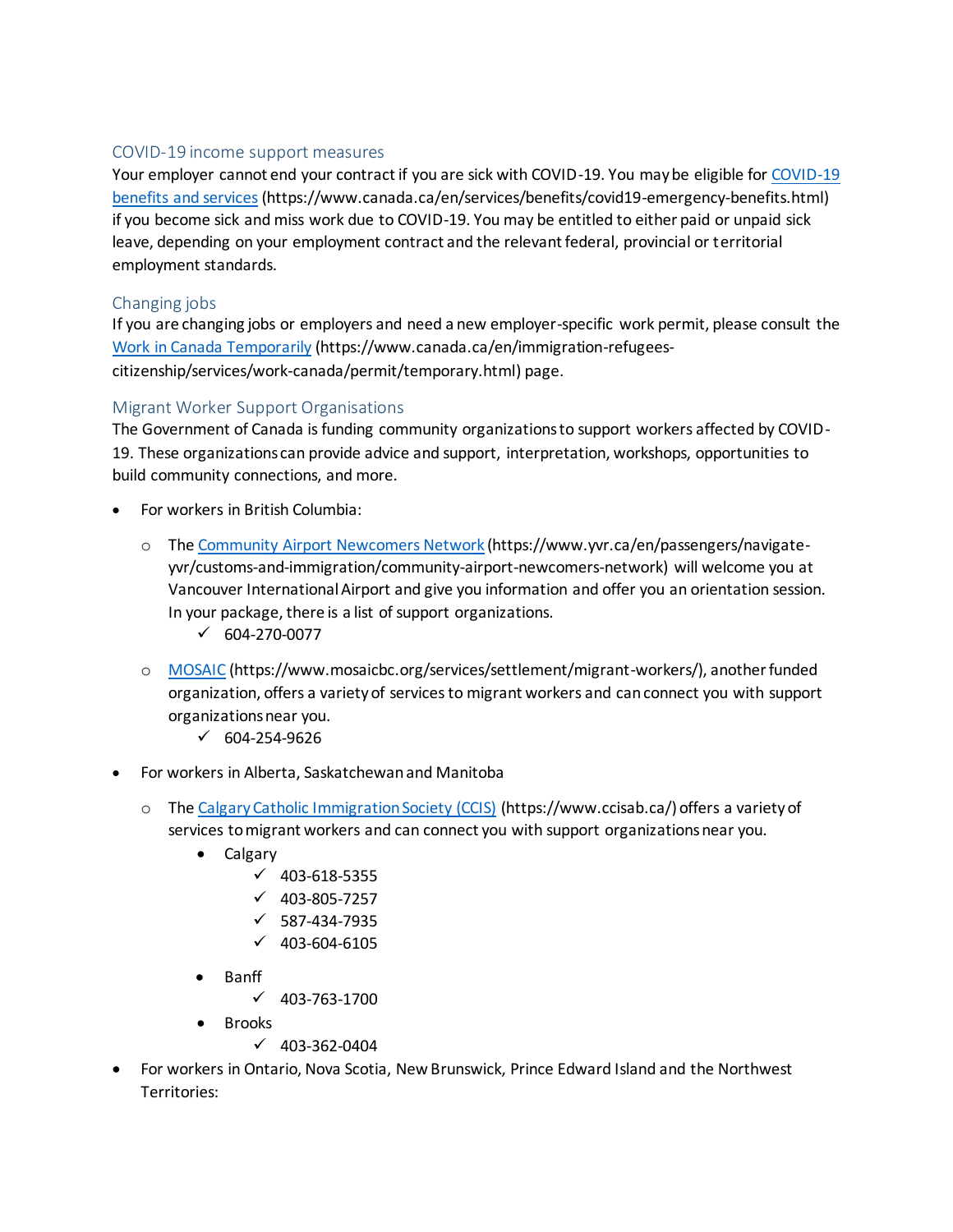## COVID-19 income support measures

Your employer cannot end your contract if you are sick with COVID-19. You may be eligible for [COVID-19 benefits and services](https://www.canada.ca/en/services/benefits/covid19-emergency-benefits.html) (https://www.canada.ca/en/services/benefits/covid19-emergency-benefits.html) if you become sick and miss work due to COVID-19. You may be entitled to either paid or unpaid sick leave, depending on your employment contract and the relevant federal, provincial or territorial employment standards.

## Changing jobs

If you are changing jobs or employers and need a new employer-specific work permit, please consult the [Work in Canada Temporarily](https://www.canada.ca/en/immigration-refugees-citizenship/services/work-canada/permit/temporary.html) (https://www.canada.ca/en/immigration-refugees-citizenship/services/work-canada/permit/temporary.html) page.

## Migrant Worker Support Organisations

The Government of Canada is funding community organizations to support workers affected by COVID-19. These organizations can provide advice and support, interpretation, workshops, opportunities to build community connections, and more.

- For workers in British Columbia:
  - The [Community Airport Newcomers Network](https://www.yvr.ca/en/passengers/navigate-yvr/customs-and-immigration/community-airport-newcomers-network) (https://www.yvr.ca/en/passengers/navigate-yvr/customs-and-immigration/community-airport-newcomers-network) will welcome you at Vancouver International Airport and give you information and offer you an orientation session. In your package, there is a list of support organizations.
    - ✓ 604-270-0077
  - [MOSAIC](https://www.mosaicbc.org/services/settlement/migrant-workers/) (https://www.mosaicbc.org/services/settlement/migrant-workers/), another funded organization, offers a variety of services to migrant workers and can connect you with support organizations near you.
    - ✓ 604-254-9626
- For workers in Alberta, Saskatchewan and Manitoba
  - The [Calgary Catholic Immigration Society (CCIS)](https://www.ccisab.ca/) (https://www.ccisab.ca/) offers a variety of services to migrant workers and can connect you with support organizations near you.
    - Calgary
      - ✓ 403-618-5355
      - ✓ 403-805-7257
      - ✓ 587-434-7935
      - ✓ 403-604-6105
    - Banff
      - ✓ 403-763-1700
    - Brooks
      - ✓ 403-362-0404
- For workers in Ontario, Nova Scotia, New Brunswick, Prince Edward Island and the Northwest Territories: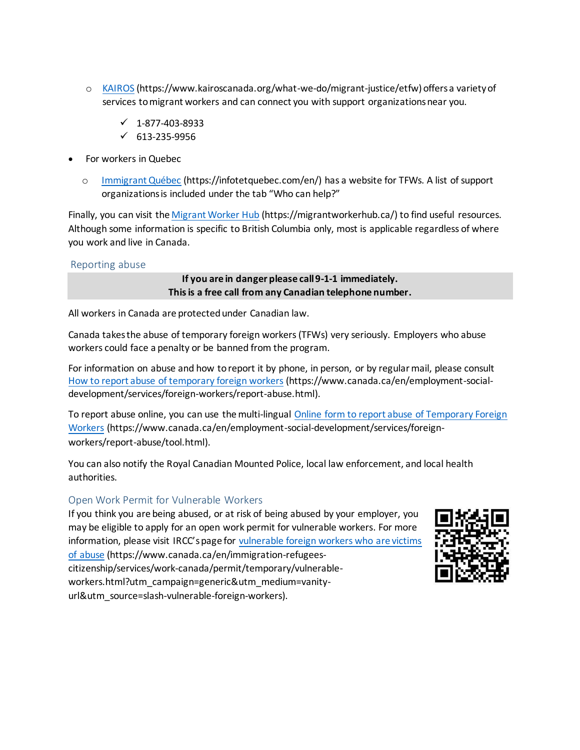- [KAIROS](https://www.kairoscanada.org/what-we-do/migrant-justice/etfw) (https://www.kairoscanada.org/what-we-do/migrant-justice/etfw) offers a variety of services to migrant workers and can connect you with support organizations near you.
    - ✓ 1-877-403-8933
    - ✓ 613-235-9956

- For workers in Quebec
  - [Immigrant Québec](https://infotetquebec.com/en/) (https://infotetquebec.com/en/) has a website for TFWs. A list of support organizations is included under the tab "Who can help?"

Finally, you can visit the [Migrant Worker Hub](https://migrantworkerhub.ca/) (https://migrantworkerhub.ca/) to find useful resources. Although some information is specific to British Columbia only, most is applicable regardless of where you work and live in Canada.

## Reporting abuse

**If you are in danger please call 9-1-1 immediately.**
**This is a free call from any Canadian telephone number.**

All workers in Canada are protected under Canadian law.

Canada takes the abuse of temporary foreign workers (TFWs) very seriously. Employers who abuse workers could face a penalty or be banned from the program.

For information on abuse and how to report it by phone, in person, or by regular mail, please consult [How to report abuse of temporary foreign workers](https://www.canada.ca/en/employment-social-development/services/foreign-workers/report-abuse.html) (https://www.canada.ca/en/employment-social-development/services/foreign-workers/report-abuse.html).

To report abuse online, you can use the multi-lingual [Online form to report abuse of Temporary Foreign Workers](https://www.canada.ca/en/employment-social-development/services/foreign-workers/report-abuse/tool.html) (https://www.canada.ca/en/employment-social-development/services/foreign-workers/report-abuse/tool.html).

You can also notify the Royal Canadian Mounted Police, local law enforcement, and local health authorities.

## Open Work Permit for Vulnerable Workers

If you think you are being abused, or at risk of being abused by your employer, you may be eligible to apply for an open work permit for vulnerable workers. For more information, please visit IRCC's page for [vulnerable foreign workers who are victims of abuse](https://www.canada.ca/en/immigration-refugees-citizenship/services/work-canada/permit/temporary/vulnerable-workers.html?utm_campaign=generic&utm_medium=vanity-url&utm_source=slash-vulnerable-foreign-workers) (https://www.canada.ca/en/immigration-refugees-citizenship/services/work-canada/permit/temporary/vulnerable-workers.html?utm_campaign=generic&utm_medium=vanity-url&utm_source=slash-vulnerable-foreign-workers).